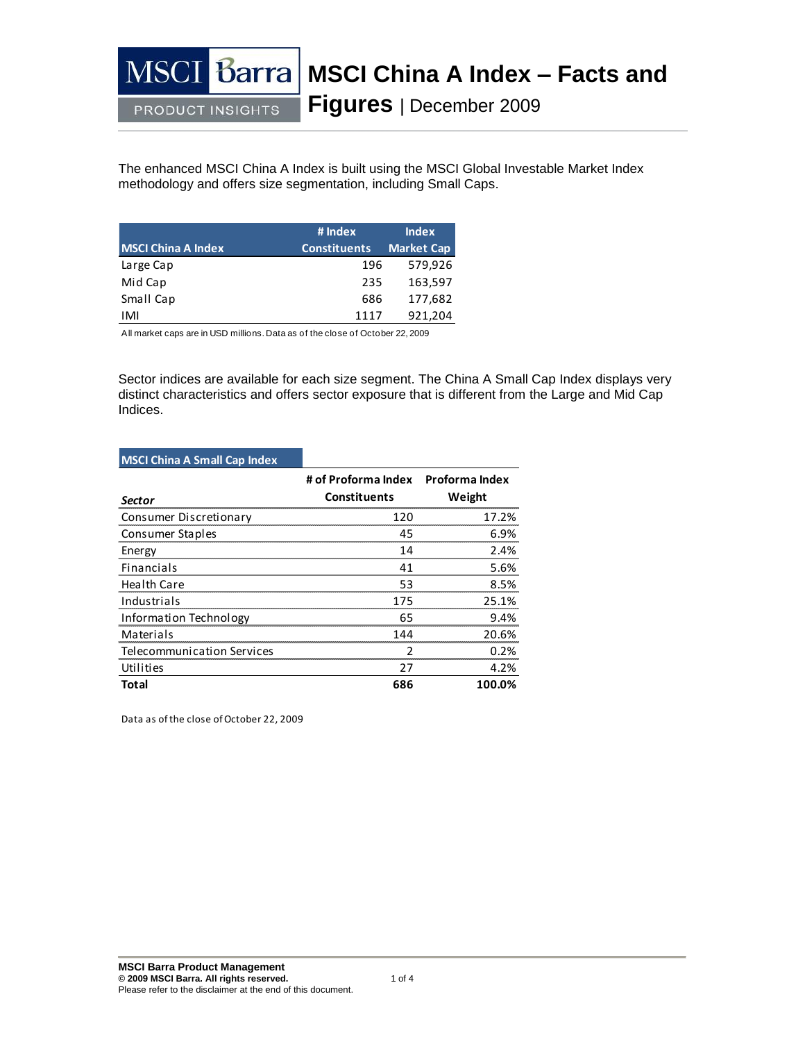# MSCI China A Index – Facts and Figures | December 2009

MSCI Barra PRODUCT INSIGHTS

The enhanced MSCI China A Index is built using the MSCI Global Investable Market Index methodology and offers size segmentation, including Small Caps.

| MSCI China A Index | # Index Constituents | Index Market Cap |
|---|---|---|
| Large Cap | 196 | 579,926 |
| Mid Cap | 235 | 163,597 |
| Small Cap | 686 | 177,682 |
| IMI | 1117 | 921,204 |

All market caps are in USD millions. Data as of the close of October 22, 2009

Sector indices are available for each size segment. The China A Small Cap Index displays very distinct characteristics and offers sector exposure that is different from the Large and Mid Cap Indices.

**MSCI China A Small Cap Index**

| *Sector* | # of Proforma Index Constituents | Proforma Index Weight |
|---|---|---|
| Consumer Discretionary | 120 | 17.2% |
| Consumer Staples | 45 | 6.9% |
| Energy | 14 | 2.4% |
| Financials | 41 | 5.6% |
| Health Care | 53 | 8.5% |
| Industrials | 175 | 25.1% |
| Information Technology | 65 | 9.4% |
| Materials | 144 | 20.6% |
| Telecommunication Services | 2 | 0.2% |
| Utilities | 27 | 4.2% |
| **Total** | **686** | **100.0%** |

Data as of the close of October 22, 2009

**MSCI Barra Product Management**
**© 2009 MSCI Barra. All rights reserved.**
Please refer to the disclaimer at the end of this document.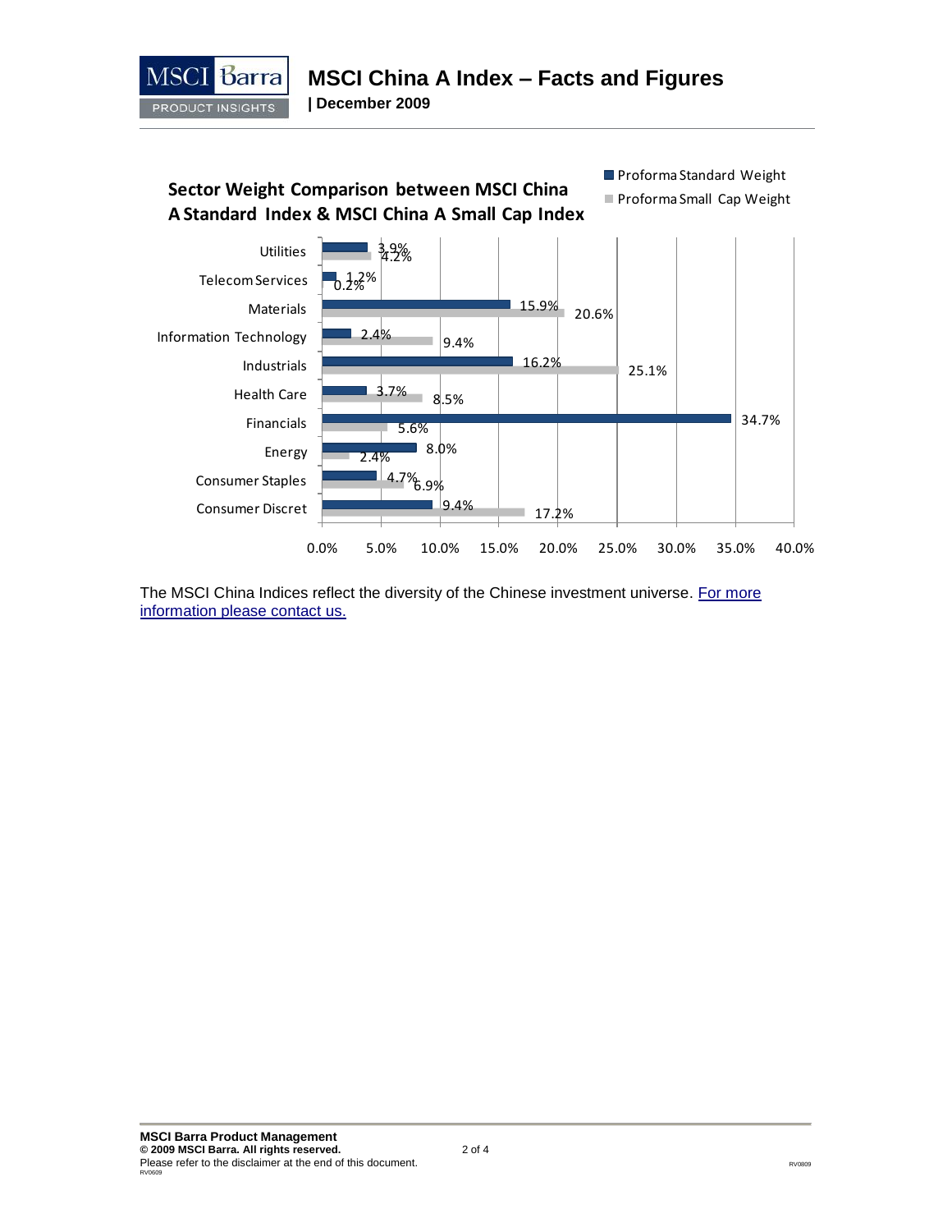## Sector Weight Comparison between MSCI China A Standard Index & MSCI China A Small Cap Index

| Sector | Proforma Standard Weight | Proforma Small Cap Weight |
| --- | --- | --- |
| Utilities | 3.9% | 4.2% |
| Telecom Services | 1.2% | 0.2% |
| Materials | 15.9% | 20.6% |
| Information Technology | 2.4% | 9.4% |
| Industrials | 16.2% | 25.1% |
| Health Care | 3.7% | 8.5% |
| Financials | 34.7% | 5.6% |
| Energy | 8.0% | 2.4% |
| Consumer Staples | 4.7% | 6.9% |
| Consumer Discret | 9.4% | 17.2% |

The MSCI China Indices reflect the diversity of the Chinese investment universe. [For more information please contact us.]

**MSCI Barra Product Management**
**© 2009 MSCI Barra. All rights reserved.**
Please refer to the disclaimer at the end of this document.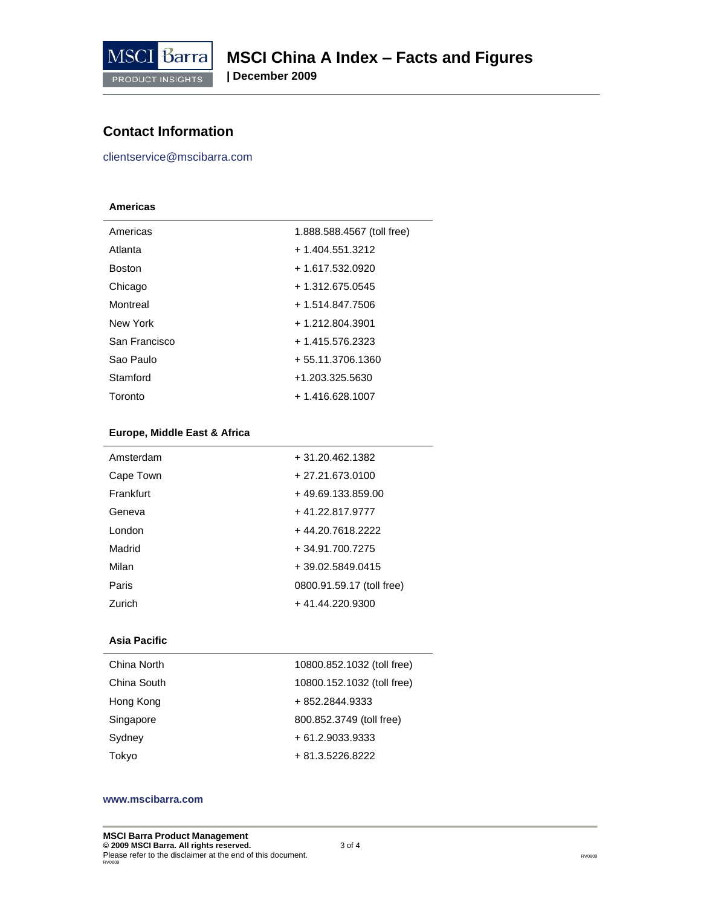## Contact Information

clientservice@mscibarra.com

| Americas | |
|---|---|
| Americas | 1.888.588.4567 (toll free) |
| Atlanta | + 1.404.551.3212 |
| Boston | + 1.617.532.0920 |
| Chicago | + 1.312.675.0545 |
| Montreal | + 1.514.847.7506 |
| New York | + 1.212.804.3901 |
| San Francisco | + 1.415.576.2323 |
| Sao Paulo | + 55.11.3706.1360 |
| Stamford | +1.203.325.5630 |
| Toronto | + 1.416.628.1007 |

| Europe, Middle East & Africa | |
|---|---|
| Amsterdam | + 31.20.462.1382 |
| Cape Town | + 27.21.673.0100 |
| Frankfurt | + 49.69.133.859.00 |
| Geneva | + 41.22.817.9777 |
| London | + 44.20.7618.2222 |
| Madrid | + 34.91.700.7275 |
| Milan | + 39.02.5849.0415 |
| Paris | 0800.91.59.17 (toll free) |
| Zurich | + 41.44.220.9300 |

| Asia Pacific | |
|---|---|
| China North | 10800.852.1032 (toll free) |
| China South | 10800.152.1032 (toll free) |
| Hong Kong | + 852.2844.9333 |
| Singapore | 800.852.3749 (toll free) |
| Sydney | + 61.2.9033.9333 |
| Tokyo | + 81.3.5226.8222 |

**www.mscibarra.com**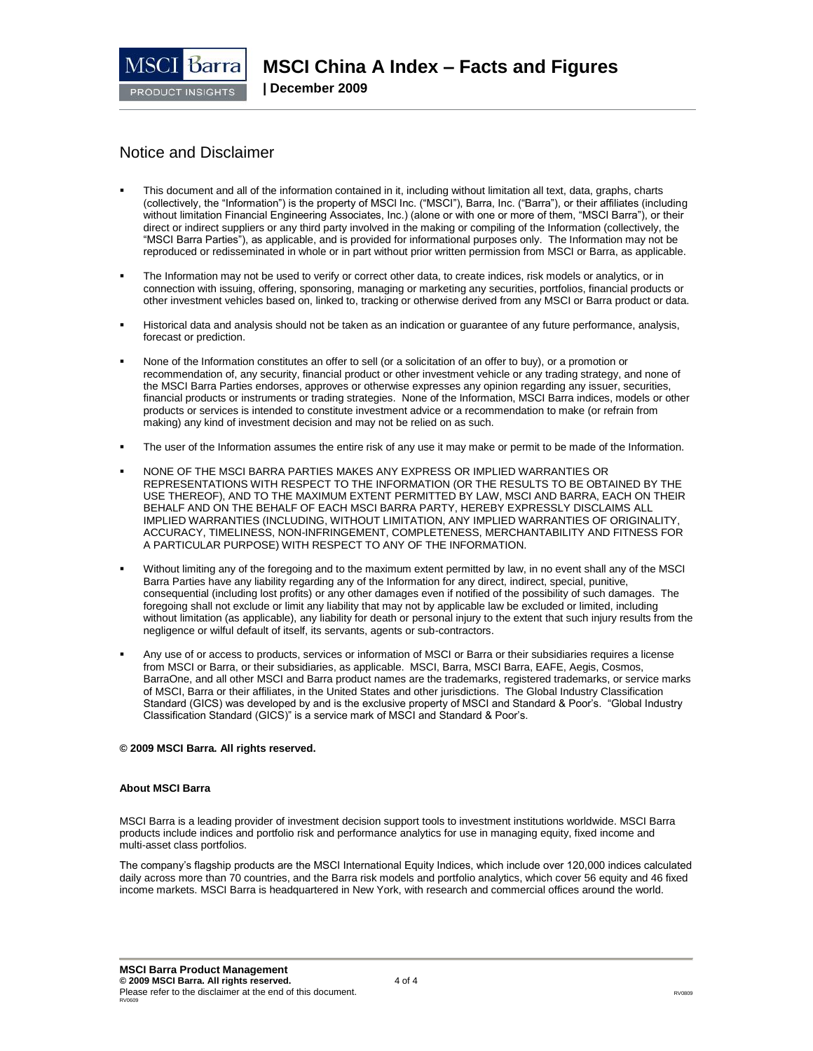## Notice and Disclaimer

- This document and all of the information contained in it, including without limitation all text, data, graphs, charts (collectively, the "Information") is the property of MSCI Inc. ("MSCI"), Barra, Inc. ("Barra"), or their affiliates (including without limitation Financial Engineering Associates, Inc.) (alone or with one or more of them, "MSCI Barra"), or their direct or indirect suppliers or any third party involved in the making or compiling of the Information (collectively, the "MSCI Barra Parties"), as applicable, and is provided for informational purposes only. The Information may not be reproduced or redisseminated in whole or in part without prior written permission from MSCI or Barra, as applicable.

- The Information may not be used to verify or correct other data, to create indices, risk models or analytics, or in connection with issuing, offering, sponsoring, managing or marketing any securities, portfolios, financial products or other investment vehicles based on, linked to, tracking or otherwise derived from any MSCI or Barra product or data.

- Historical data and analysis should not be taken as an indication or guarantee of any future performance, analysis, forecast or prediction.

- None of the Information constitutes an offer to sell (or a solicitation of an offer to buy), or a promotion or recommendation of, any security, financial product or other investment vehicle or any trading strategy, and none of the MSCI Barra Parties endorses, approves or otherwise expresses any opinion regarding any issuer, securities, financial products or instruments or trading strategies. None of the Information, MSCI Barra indices, models or other products or services is intended to constitute investment advice or a recommendation to make (or refrain from making) any kind of investment decision and may not be relied on as such.

- The user of the Information assumes the entire risk of any use it may make or permit to be made of the Information.

- NONE OF THE MSCI BARRA PARTIES MAKES ANY EXPRESS OR IMPLIED WARRANTIES OR REPRESENTATIONS WITH RESPECT TO THE INFORMATION (OR THE RESULTS TO BE OBTAINED BY THE USE THEREOF), AND TO THE MAXIMUM EXTENT PERMITTED BY LAW, MSCI AND BARRA, EACH ON THEIR BEHALF AND ON THE BEHALF OF EACH MSCI BARRA PARTY, HEREBY EXPRESSLY DISCLAIMS ALL IMPLIED WARRANTIES (INCLUDING, WITHOUT LIMITATION, ANY IMPLIED WARRANTIES OF ORIGINALITY, ACCURACY, TIMELINESS, NON-INFRINGEMENT, COMPLETENESS, MERCHANTABILITY AND FITNESS FOR A PARTICULAR PURPOSE) WITH RESPECT TO ANY OF THE INFORMATION.

- Without limiting any of the foregoing and to the maximum extent permitted by law, in no event shall any of the MSCI Barra Parties have any liability regarding any of the Information for any direct, indirect, special, punitive, consequential (including lost profits) or any other damages even if notified of the possibility of such damages. The foregoing shall not exclude or limit any liability that may not by applicable law be excluded or limited, including without limitation (as applicable), any liability for death or personal injury to the extent that such injury results from the negligence or wilful default of itself, its servants, agents or sub-contractors.

- Any use of or access to products, services or information of MSCI or Barra or their subsidiaries requires a license from MSCI or Barra, or their subsidiaries, as applicable. MSCI, Barra, MSCI Barra, EAFE, Aegis, Cosmos, BarraOne, and all other MSCI and Barra product names are the trademarks, registered trademarks, or service marks of MSCI, Barra or their affiliates, in the United States and other jurisdictions. The Global Industry Classification Standard (GICS) was developed by and is the exclusive property of MSCI and Standard & Poor's. "Global Industry Classification Standard (GICS)" is a service mark of MSCI and Standard & Poor's.

**© 2009 MSCI Barra. All rights reserved.**

**About MSCI Barra**

MSCI Barra is a leading provider of investment decision support tools to investment institutions worldwide. MSCI Barra products include indices and portfolio risk and performance analytics for use in managing equity, fixed income and multi-asset class portfolios.

The company's flagship products are the MSCI International Equity Indices, which include over 120,000 indices calculated daily across more than 70 countries, and the Barra risk models and portfolio analytics, which cover 56 equity and 46 fixed income markets. MSCI Barra is headquartered in New York, with research and commercial offices around the world.